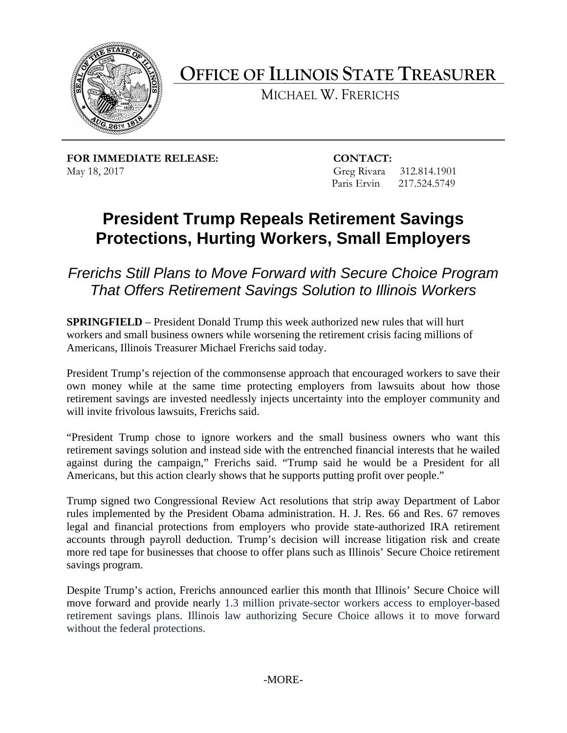# OFFICE OF ILLINOIS STATE TREASURER

MICHAEL W. FRERICHS

**FOR IMMEDIATE RELEASE:**
May 18, 2017

**CONTACT:**
Greg Rivara 312.814.1901
Paris Ervin 217.524.5749

## President Trump Repeals Retirement Savings Protections, Hurting Workers, Small Employers

### *Frerichs Still Plans to Move Forward with Secure Choice Program That Offers Retirement Savings Solution to Illinois Workers*

**SPRINGFIELD** – President Donald Trump this week authorized new rules that will hurt workers and small business owners while worsening the retirement crisis facing millions of Americans, Illinois Treasurer Michael Frerichs said today.

President Trump's rejection of the commonsense approach that encouraged workers to save their own money while at the same time protecting employers from lawsuits about how those retirement savings are invested needlessly injects uncertainty into the employer community and will invite frivolous lawsuits, Frerichs said.

"President Trump chose to ignore workers and the small business owners who want this retirement savings solution and instead side with the entrenched financial interests that he wailed against during the campaign," Frerichs said. "Trump said he would be a President for all Americans, but this action clearly shows that he supports putting profit over people."

Trump signed two Congressional Review Act resolutions that strip away Department of Labor rules implemented by the President Obama administration. H. J. Res. 66 and Res. 67 removes legal and financial protections from employers who provide state-authorized IRA retirement accounts through payroll deduction. Trump's decision will increase litigation risk and create more red tape for businesses that choose to offer plans such as Illinois' Secure Choice retirement savings program.

Despite Trump's action, Frerichs announced earlier this month that Illinois' Secure Choice will move forward and provide nearly 1.3 million private-sector workers access to employer-based retirement savings plans. Illinois law authorizing Secure Choice allows it to move forward without the federal protections.

-MORE-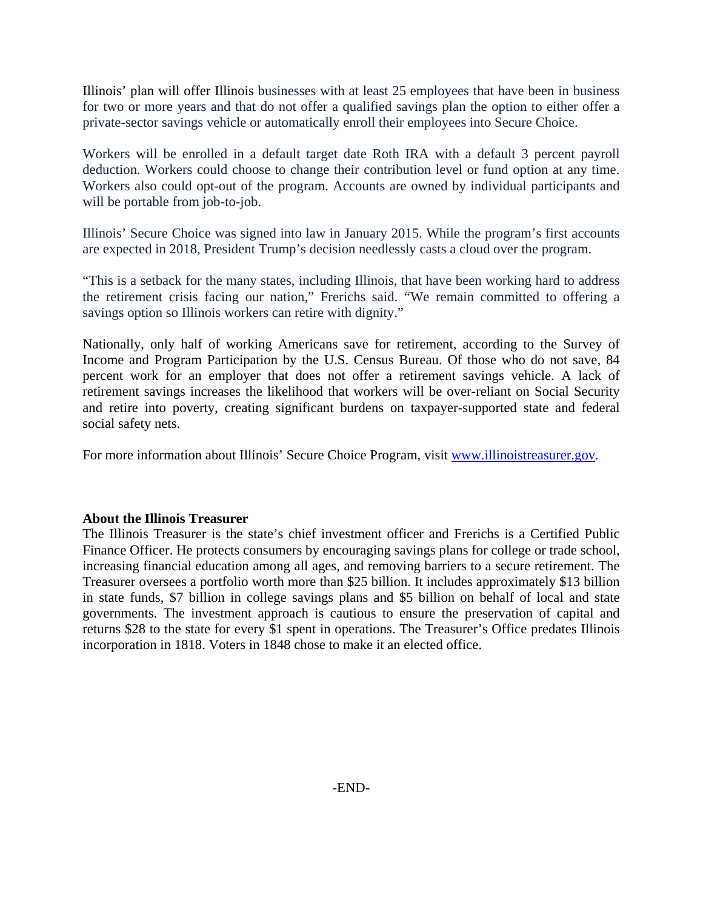Illinois' plan will offer Illinois businesses with at least 25 employees that have been in business for two or more years and that do not offer a qualified savings plan the option to either offer a private-sector savings vehicle or automatically enroll their employees into Secure Choice.

Workers will be enrolled in a default target date Roth IRA with a default 3 percent payroll deduction. Workers could choose to change their contribution level or fund option at any time. Workers also could opt-out of the program. Accounts are owned by individual participants and will be portable from job-to-job.

Illinois' Secure Choice was signed into law in January 2015. While the program's first accounts are expected in 2018, President Trump's decision needlessly casts a cloud over the program.

"This is a setback for the many states, including Illinois, that have been working hard to address the retirement crisis facing our nation," Frerichs said. "We remain committed to offering a savings option so Illinois workers can retire with dignity."

Nationally, only half of working Americans save for retirement, according to the Survey of Income and Program Participation by the U.S. Census Bureau. Of those who do not save, 84 percent work for an employer that does not offer a retirement savings vehicle. A lack of retirement savings increases the likelihood that workers will be over-reliant on Social Security and retire into poverty, creating significant burdens on taxpayer-supported state and federal social safety nets.

For more information about Illinois' Secure Choice Program, visit [www.illinoistreasurer.gov](http://www.illinoistreasurer.gov).

**About the Illinois Treasurer**
The Illinois Treasurer is the state's chief investment officer and Frerichs is a Certified Public Finance Officer. He protects consumers by encouraging savings plans for college or trade school, increasing financial education among all ages, and removing barriers to a secure retirement. The Treasurer oversees a portfolio worth more than $25 billion. It includes approximately $13 billion in state funds, $7 billion in college savings plans and $5 billion on behalf of local and state governments. The investment approach is cautious to ensure the preservation of capital and returns $28 to the state for every $1 spent in operations. The Treasurer's Office predates Illinois incorporation in 1818. Voters in 1848 chose to make it an elected office.

-END-